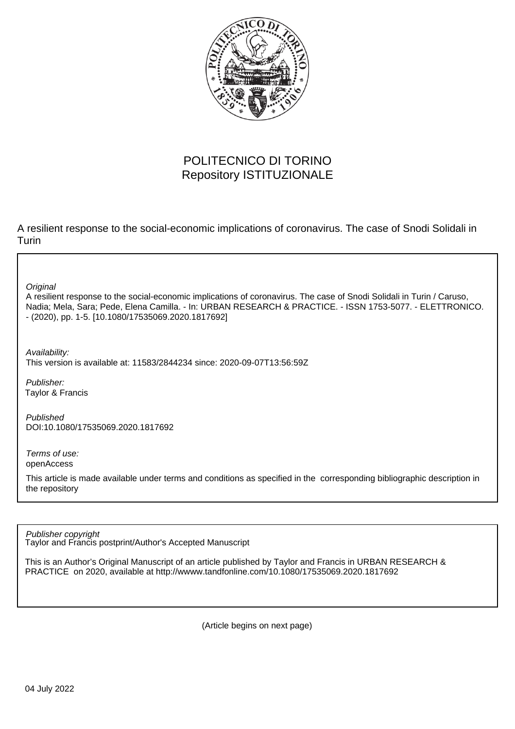POLITECNICO DI TORINO
Repository ISTITUZIONALE

A resilient response to the social-economic implications of coronavirus. The case of Snodi Solidali in Turin

*Original*
A resilient response to the social-economic implications of coronavirus. The case of Snodi Solidali in Turin / Caruso, Nadia; Mela, Sara; Pede, Elena Camilla. - In: URBAN RESEARCH & PRACTICE. - ISSN 1753-5077. - ELETTRONICO. - (2020), pp. 1-5. [10.1080/17535069.2020.1817692]

*Availability:*
This version is available at: 11583/2844234 since: 2020-09-07T13:56:59Z

*Publisher:*
Taylor & Francis

*Published*
DOI:10.1080/17535069.2020.1817692

*Terms of use:*
openAccess

This article is made available under terms and conditions as specified in the corresponding bibliographic description in the repository

*Publisher copyright*
Taylor and Francis postprint/Author's Accepted Manuscript

This is an Author's Original Manuscript of an article published by Taylor and Francis in URBAN RESEARCH & PRACTICE on 2020, available at http://wwww.tandfonline.com/10.1080/17535069.2020.1817692

(Article begins on next page)

04 July 2022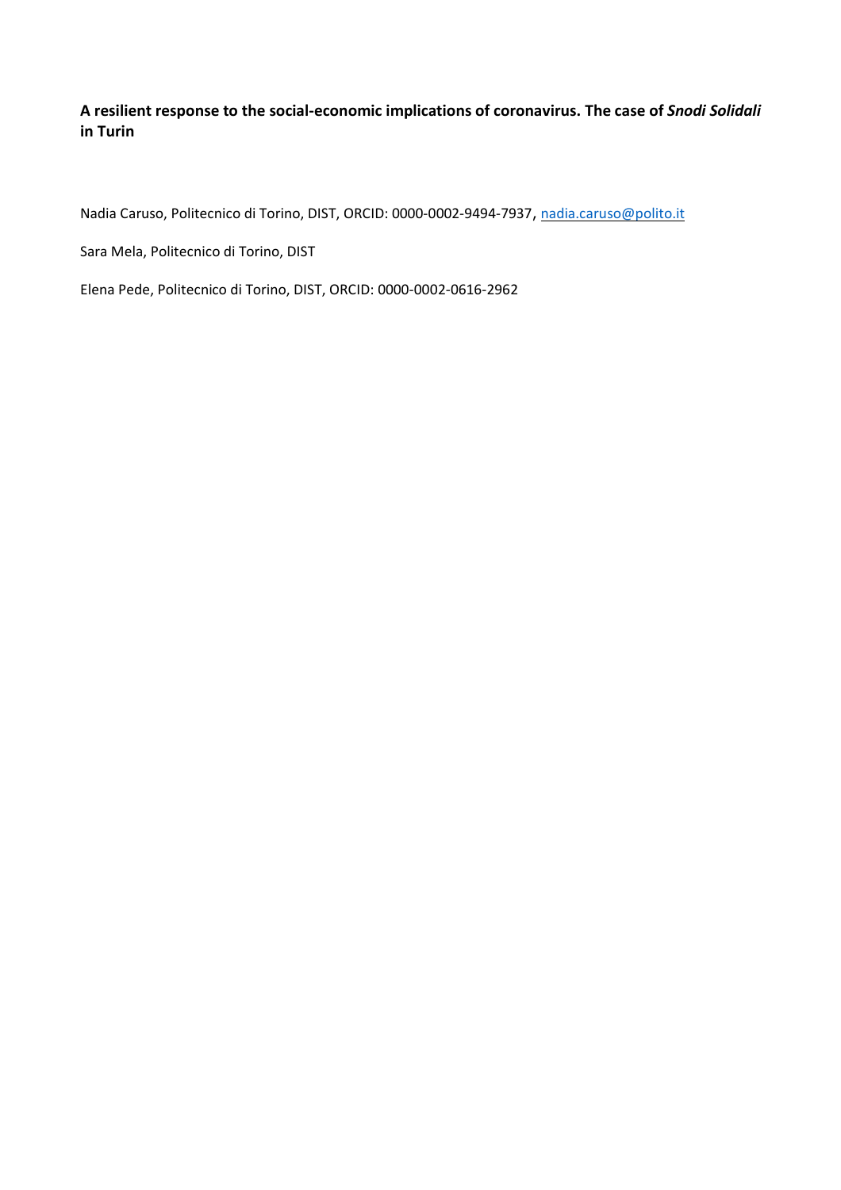**A resilient response to the social-economic implications of coronavirus. The case of *Snodi Solidali* in Turin**

Nadia Caruso, Politecnico di Torino, DIST, ORCID: 0000-0002-9494-7937, nadia.caruso@polito.it

Sara Mela, Politecnico di Torino, DIST

Elena Pede, Politecnico di Torino, DIST, ORCID: 0000-0002-0616-2962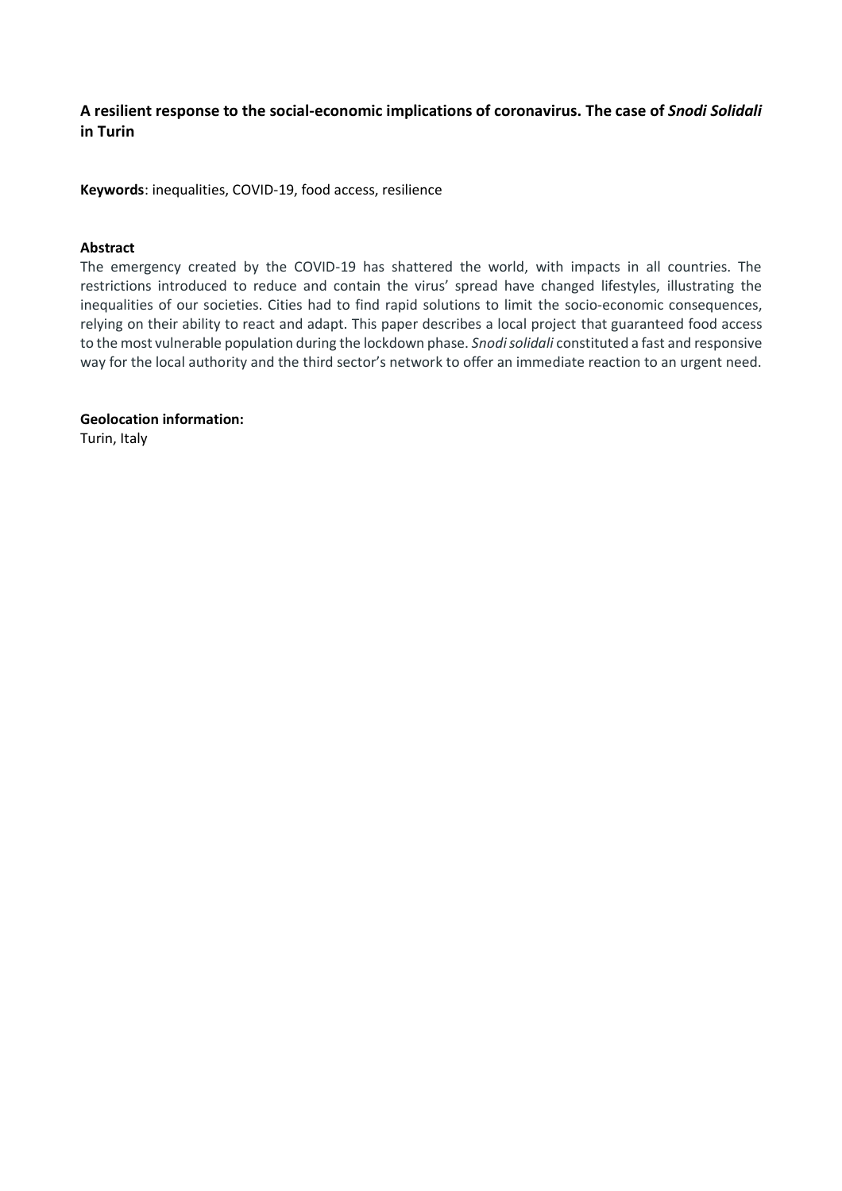**A resilient response to the social-economic implications of coronavirus. The case of *Snodi Solidali* in Turin**

**Keywords**: inequalities, COVID-19, food access, resilience

**Abstract**

The emergency created by the COVID-19 has shattered the world, with impacts in all countries. The restrictions introduced to reduce and contain the virus' spread have changed lifestyles, illustrating the inequalities of our societies. Cities had to find rapid solutions to limit the socio-economic consequences, relying on their ability to react and adapt. This paper describes a local project that guaranteed food access to the most vulnerable population during the lockdown phase. *Snodi solidali* constituted a fast and responsive way for the local authority and the third sector's network to offer an immediate reaction to an urgent need.

**Geolocation information:**

Turin, Italy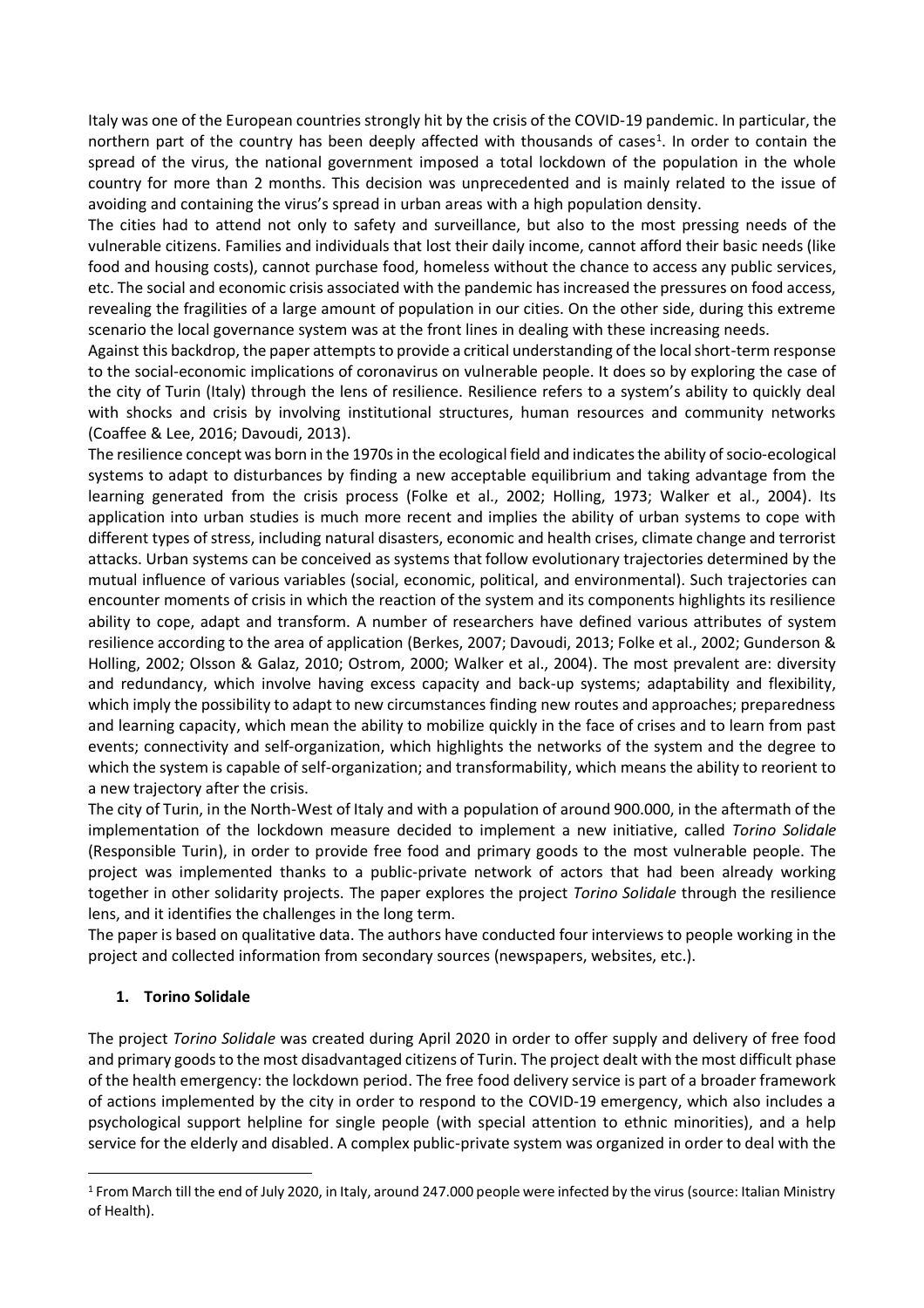Italy was one of the European countries strongly hit by the crisis of the COVID-19 pandemic. In particular, the northern part of the country has been deeply affected with thousands of cases[1]. In order to contain the spread of the virus, the national government imposed a total lockdown of the population in the whole country for more than 2 months. This decision was unprecedented and is mainly related to the issue of avoiding and containing the virus's spread in urban areas with a high population density.

The cities had to attend not only to safety and surveillance, but also to the most pressing needs of the vulnerable citizens. Families and individuals that lost their daily income, cannot afford their basic needs (like food and housing costs), cannot purchase food, homeless without the chance to access any public services, etc. The social and economic crisis associated with the pandemic has increased the pressures on food access, revealing the fragilities of a large amount of population in our cities. On the other side, during this extreme scenario the local governance system was at the front lines in dealing with these increasing needs.

Against this backdrop, the paper attempts to provide a critical understanding of the local short-term response to the social-economic implications of coronavirus on vulnerable people. It does so by exploring the case of the city of Turin (Italy) through the lens of resilience. Resilience refers to a system's ability to quickly deal with shocks and crisis by involving institutional structures, human resources and community networks (Coaffee & Lee, 2016; Davoudi, 2013).

The resilience concept was born in the 1970s in the ecological field and indicates the ability of socio-ecological systems to adapt to disturbances by finding a new acceptable equilibrium and taking advantage from the learning generated from the crisis process (Folke et al., 2002; Holling, 1973; Walker et al., 2004). Its application into urban studies is much more recent and implies the ability of urban systems to cope with different types of stress, including natural disasters, economic and health crises, climate change and terrorist attacks. Urban systems can be conceived as systems that follow evolutionary trajectories determined by the mutual influence of various variables (social, economic, political, and environmental). Such trajectories can encounter moments of crisis in which the reaction of the system and its components highlights its resilience ability to cope, adapt and transform. A number of researchers have defined various attributes of system resilience according to the area of application (Berkes, 2007; Davoudi, 2013; Folke et al., 2002; Gunderson & Holling, 2002; Olsson & Galaz, 2010; Ostrom, 2000; Walker et al., 2004). The most prevalent are: diversity and redundancy, which involve having excess capacity and back-up systems; adaptability and flexibility, which imply the possibility to adapt to new circumstances finding new routes and approaches; preparedness and learning capacity, which mean the ability to mobilize quickly in the face of crises and to learn from past events; connectivity and self-organization, which highlights the networks of the system and the degree to which the system is capable of self-organization; and transformability, which means the ability to reorient to a new trajectory after the crisis.

The city of Turin, in the North-West of Italy and with a population of around 900.000, in the aftermath of the implementation of the lockdown measure decided to implement a new initiative, called *Torino Solidale* (Responsible Turin), in order to provide free food and primary goods to the most vulnerable people. The project was implemented thanks to a public-private network of actors that had been already working together in other solidarity projects. The paper explores the project *Torino Solidale* through the resilience lens, and it identifies the challenges in the long term.

The paper is based on qualitative data. The authors have conducted four interviews to people working in the project and collected information from secondary sources (newspapers, websites, etc.).

## 1. Torino Solidale

The project *Torino Solidale* was created during April 2020 in order to offer supply and delivery of free food and primary goods to the most disadvantaged citizens of Turin. The project dealt with the most difficult phase of the health emergency: the lockdown period. The free food delivery service is part of a broader framework of actions implemented by the city in order to respond to the COVID-19 emergency, which also includes a psychological support helpline for single people (with special attention to ethnic minorities), and a help service for the elderly and disabled. A complex public-private system was organized in order to deal with the

[1] From March till the end of July 2020, in Italy, around 247.000 people were infected by the virus (source: Italian Ministry of Health).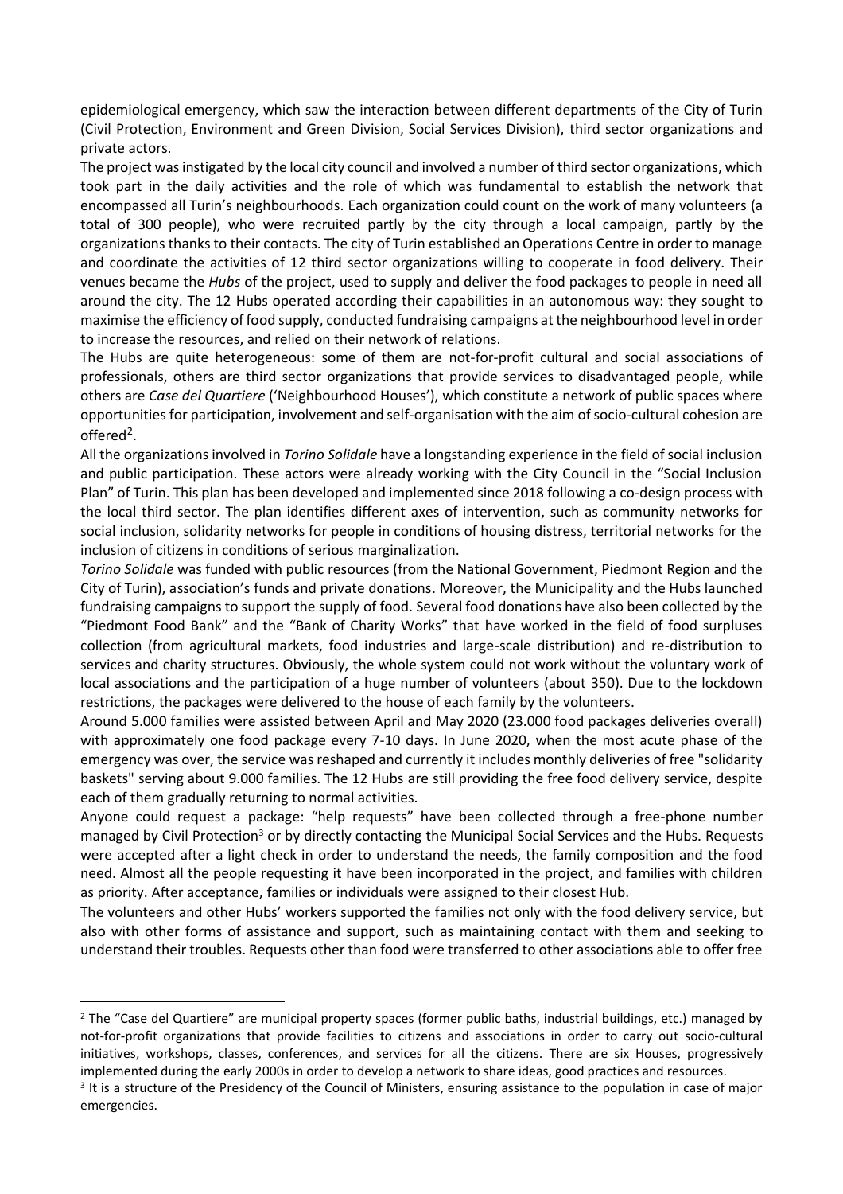epidemiological emergency, which saw the interaction between different departments of the City of Turin (Civil Protection, Environment and Green Division, Social Services Division), third sector organizations and private actors.

The project was instigated by the local city council and involved a number of third sector organizations, which took part in the daily activities and the role of which was fundamental to establish the network that encompassed all Turin's neighbourhoods. Each organization could count on the work of many volunteers (a total of 300 people), who were recruited partly by the city through a local campaign, partly by the organizations thanks to their contacts. The city of Turin established an Operations Centre in order to manage and coordinate the activities of 12 third sector organizations willing to cooperate in food delivery. Their venues became the *Hubs* of the project, used to supply and deliver the food packages to people in need all around the city. The 12 Hubs operated according their capabilities in an autonomous way: they sought to maximise the efficiency of food supply, conducted fundraising campaigns at the neighbourhood level in order to increase the resources, and relied on their network of relations.

The Hubs are quite heterogeneous: some of them are not-for-profit cultural and social associations of professionals, others are third sector organizations that provide services to disadvantaged people, while others are *Case del Quartiere* ('Neighbourhood Houses'), which constitute a network of public spaces where opportunities for participation, involvement and self-organisation with the aim of socio-cultural cohesion are offered[2].

All the organizations involved in *Torino Solidale* have a longstanding experience in the field of social inclusion and public participation. These actors were already working with the City Council in the "Social Inclusion Plan" of Turin. This plan has been developed and implemented since 2018 following a co-design process with the local third sector. The plan identifies different axes of intervention, such as community networks for social inclusion, solidarity networks for people in conditions of housing distress, territorial networks for the inclusion of citizens in conditions of serious marginalization.

*Torino Solidale* was funded with public resources (from the National Government, Piedmont Region and the City of Turin), association's funds and private donations. Moreover, the Municipality and the Hubs launched fundraising campaigns to support the supply of food. Several food donations have also been collected by the "Piedmont Food Bank" and the "Bank of Charity Works" that have worked in the field of food surpluses collection (from agricultural markets, food industries and large-scale distribution) and re-distribution to services and charity structures. Obviously, the whole system could not work without the voluntary work of local associations and the participation of a huge number of volunteers (about 350). Due to the lockdown restrictions, the packages were delivered to the house of each family by the volunteers.

Around 5.000 families were assisted between April and May 2020 (23.000 food packages deliveries overall) with approximately one food package every 7-10 days. In June 2020, when the most acute phase of the emergency was over, the service was reshaped and currently it includes monthly deliveries of free "solidarity baskets" serving about 9.000 families. The 12 Hubs are still providing the free food delivery service, despite each of them gradually returning to normal activities.

Anyone could request a package: "help requests" have been collected through a free-phone number managed by Civil Protection[3] or by directly contacting the Municipal Social Services and the Hubs. Requests were accepted after a light check in order to understand the needs, the family composition and the food need. Almost all the people requesting it have been incorporated in the project, and families with children as priority. After acceptance, families or individuals were assigned to their closest Hub.

The volunteers and other Hubs' workers supported the families not only with the food delivery service, but also with other forms of assistance and support, such as maintaining contact with them and seeking to understand their troubles. Requests other than food were transferred to other associations able to offer free

---

[2] The "Case del Quartiere" are municipal property spaces (former public baths, industrial buildings, etc.) managed by not-for-profit organizations that provide facilities to citizens and associations in order to carry out socio-cultural initiatives, workshops, classes, conferences, and services for all the citizens. There are six Houses, progressively implemented during the early 2000s in order to develop a network to share ideas, good practices and resources.

[3] It is a structure of the Presidency of the Council of Ministers, ensuring assistance to the population in case of major emergencies.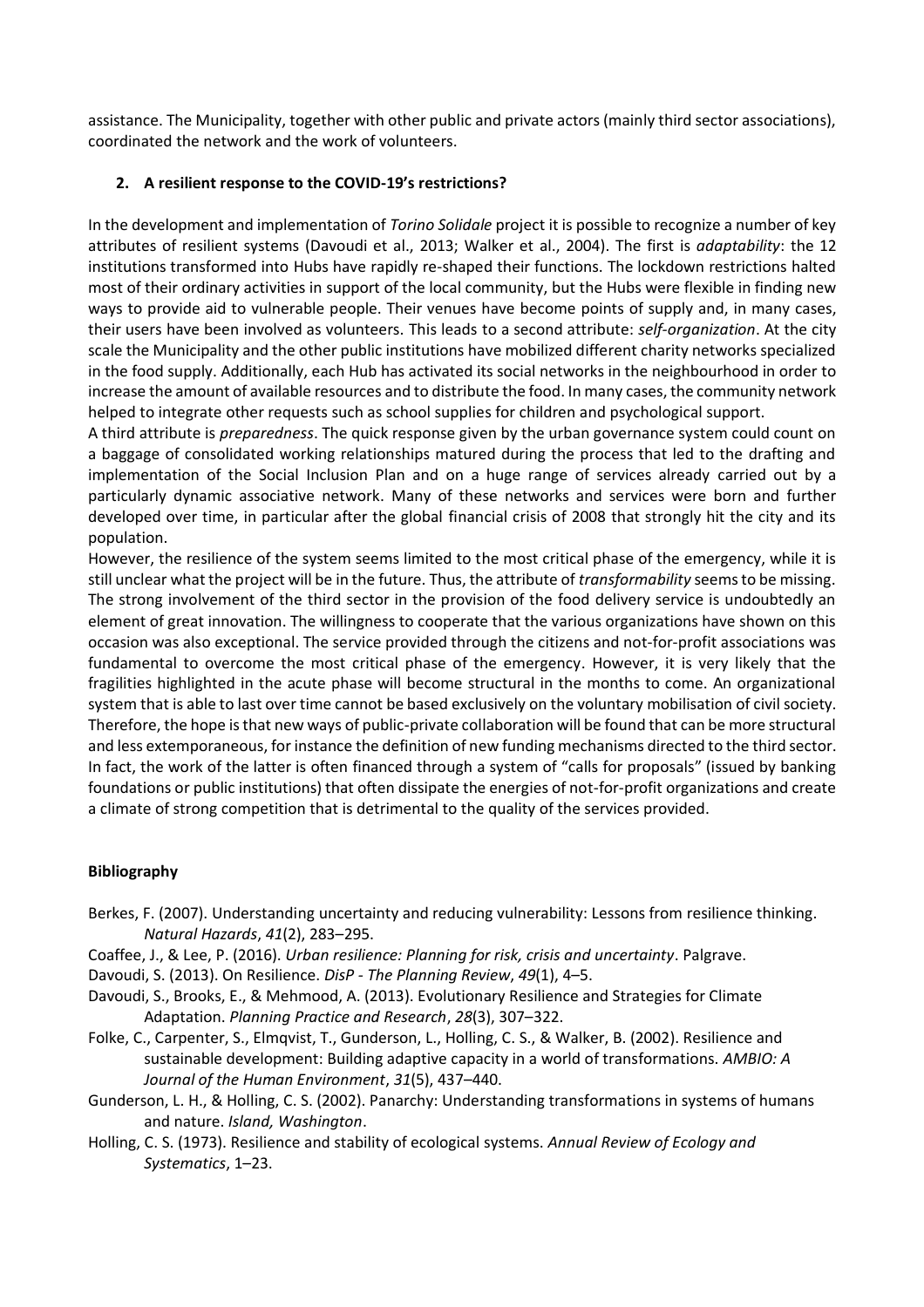assistance. The Municipality, together with other public and private actors (mainly third sector associations), coordinated the network and the work of volunteers.

## 2. A resilient response to the COVID-19's restrictions?

In the development and implementation of *Torino Solidale* project it is possible to recognize a number of key attributes of resilient systems (Davoudi et al., 2013; Walker et al., 2004). The first is *adaptability*: the 12 institutions transformed into Hubs have rapidly re-shaped their functions. The lockdown restrictions halted most of their ordinary activities in support of the local community, but the Hubs were flexible in finding new ways to provide aid to vulnerable people. Their venues have become points of supply and, in many cases, their users have been involved as volunteers. This leads to a second attribute: *self-organization*. At the city scale the Municipality and the other public institutions have mobilized different charity networks specialized in the food supply. Additionally, each Hub has activated its social networks in the neighbourhood in order to increase the amount of available resources and to distribute the food. In many cases, the community network helped to integrate other requests such as school supplies for children and psychological support.

A third attribute is *preparedness*. The quick response given by the urban governance system could count on a baggage of consolidated working relationships matured during the process that led to the drafting and implementation of the Social Inclusion Plan and on a huge range of services already carried out by a particularly dynamic associative network. Many of these networks and services were born and further developed over time, in particular after the global financial crisis of 2008 that strongly hit the city and its population.

However, the resilience of the system seems limited to the most critical phase of the emergency, while it is still unclear what the project will be in the future. Thus, the attribute of *transformability* seems to be missing. The strong involvement of the third sector in the provision of the food delivery service is undoubtedly an element of great innovation. The willingness to cooperate that the various organizations have shown on this occasion was also exceptional. The service provided through the citizens and not-for-profit associations was fundamental to overcome the most critical phase of the emergency. However, it is very likely that the fragilities highlighted in the acute phase will become structural in the months to come. An organizational system that is able to last over time cannot be based exclusively on the voluntary mobilisation of civil society. Therefore, the hope is that new ways of public-private collaboration will be found that can be more structural and less extemporaneous, for instance the definition of new funding mechanisms directed to the third sector. In fact, the work of the latter is often financed through a system of "calls for proposals" (issued by banking foundations or public institutions) that often dissipate the energies of not-for-profit organizations and create a climate of strong competition that is detrimental to the quality of the services provided.

## Bibliography

Berkes, F. (2007). Understanding uncertainty and reducing vulnerability: Lessons from resilience thinking. *Natural Hazards*, *41*(2), 283–295.

Coaffee, J., & Lee, P. (2016). *Urban resilience: Planning for risk, crisis and uncertainty*. Palgrave.

Davoudi, S. (2013). On Resilience. *DisP - The Planning Review*, *49*(1), 4–5.

Davoudi, S., Brooks, E., & Mehmood, A. (2013). Evolutionary Resilience and Strategies for Climate Adaptation. *Planning Practice and Research*, *28*(3), 307–322.

Folke, C., Carpenter, S., Elmqvist, T., Gunderson, L., Holling, C. S., & Walker, B. (2002). Resilience and sustainable development: Building adaptive capacity in a world of transformations. *AMBIO: A Journal of the Human Environment*, *31*(5), 437–440.

Gunderson, L. H., & Holling, C. S. (2002). Panarchy: Understanding transformations in systems of humans and nature. *Island, Washington*.

Holling, C. S. (1973). Resilience and stability of ecological systems. *Annual Review of Ecology and Systematics*, 1–23.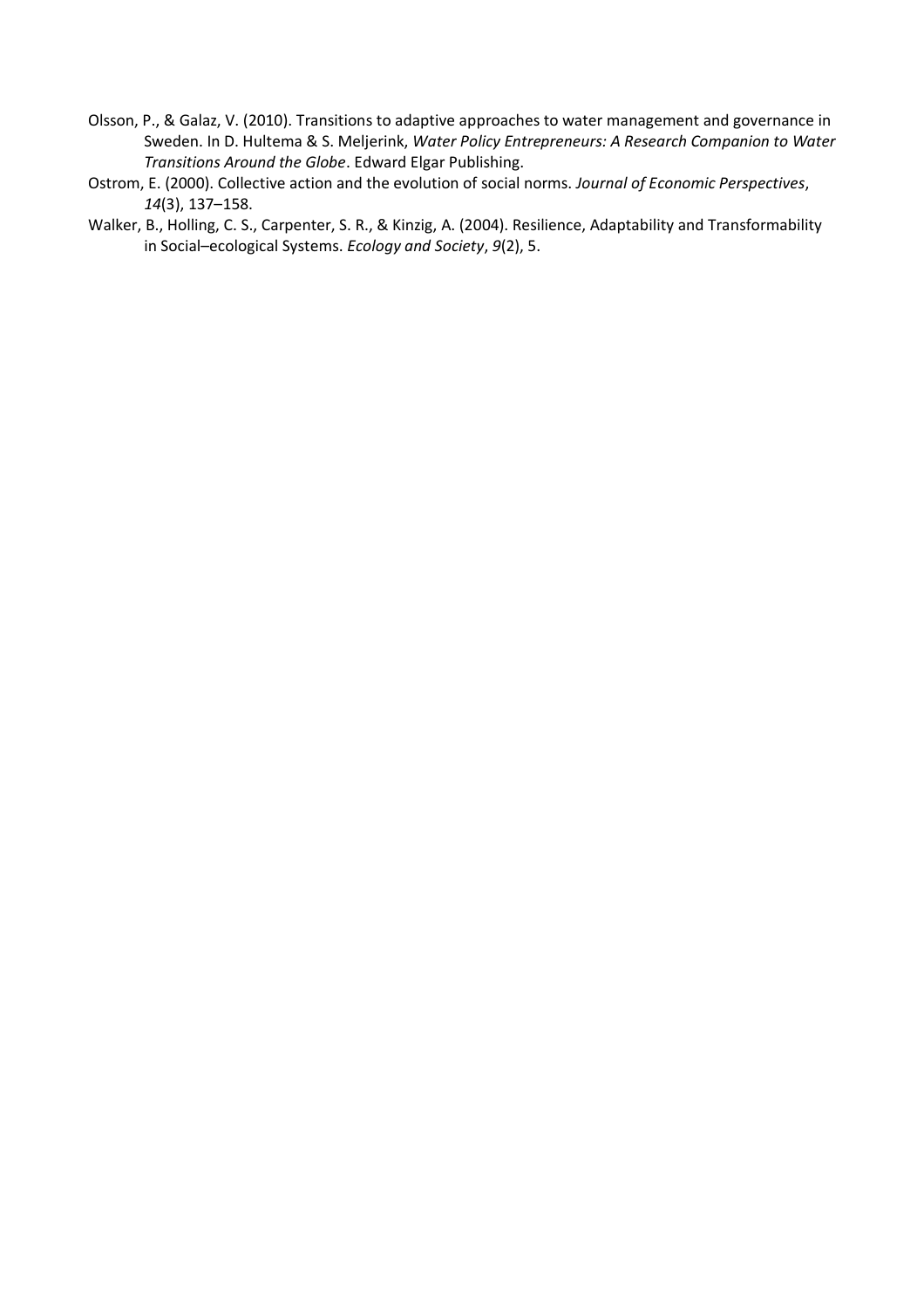Olsson, P., & Galaz, V. (2010). Transitions to adaptive approaches to water management and governance in Sweden. In D. Hultema & S. Meljerink, *Water Policy Entrepreneurs: A Research Companion to Water Transitions Around the Globe*. Edward Elgar Publishing.

Ostrom, E. (2000). Collective action and the evolution of social norms. *Journal of Economic Perspectives*, *14*(3), 137–158.

Walker, B., Holling, C. S., Carpenter, S. R., & Kinzig, A. (2004). Resilience, Adaptability and Transformability in Social–ecological Systems. *Ecology and Society*, *9*(2), 5.